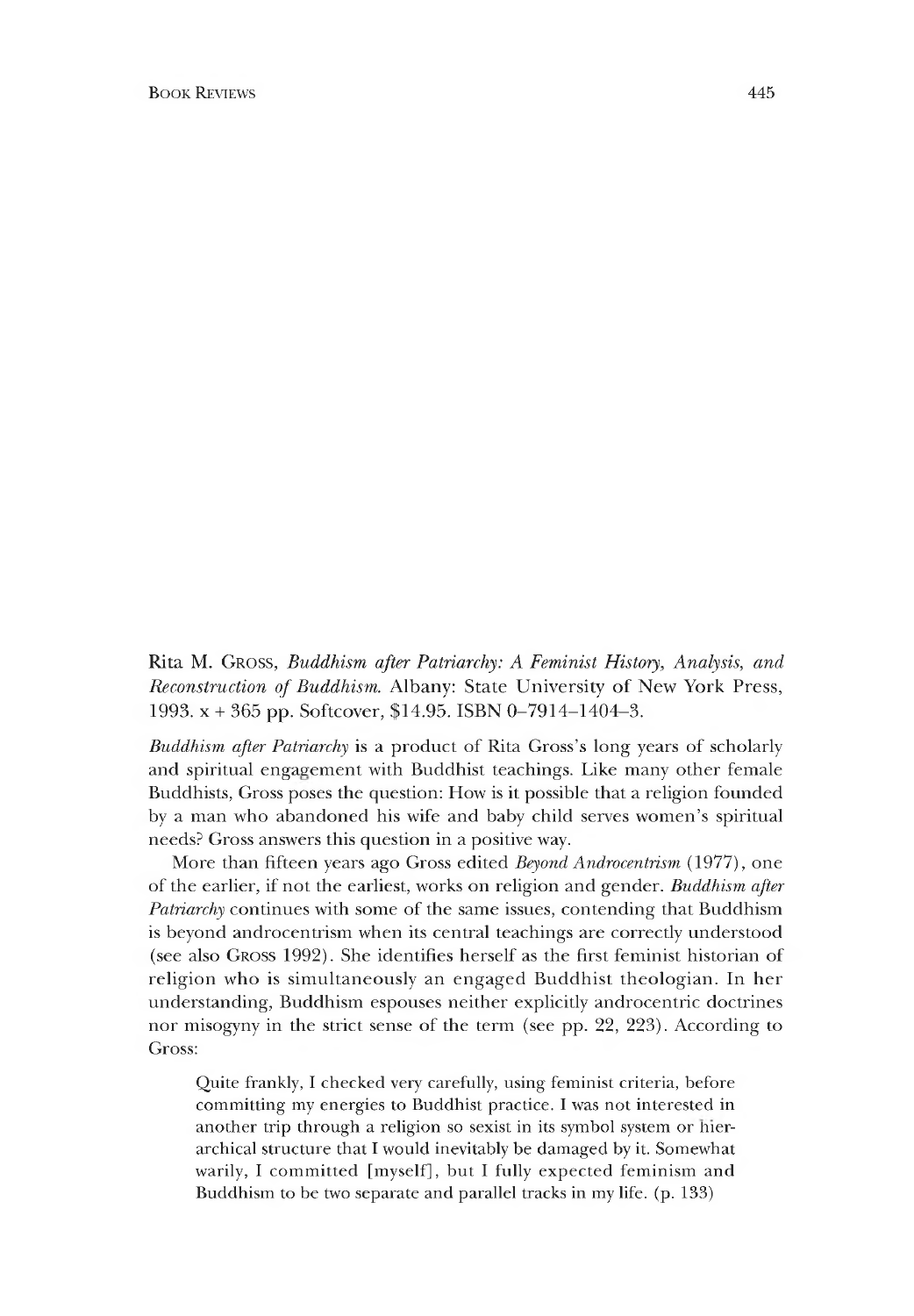Rita M. Gross, *Buddhism after Patriarchy: A Feminist History, Analysis, and Reconstruction of Buddhism.* Albany: State University of New York Press, 1993. x + 365 pp. Softcover, $14.95. ISBN 0–7914–1404–3.

*Buddhism after Patriarchy* is a product of Rita Gross's long years of scholarly and spiritual engagement with Buddhist teachings. Like many other female Buddhists, Gross poses the question: How is it possible that a religion founded by a man who abandoned his wife and baby child serves women's spiritual needs? Gross answers this question in a positive way.

More than fifteen years ago Gross edited *Beyond Androcentrism* (1977), one of the earlier, if not the earliest, works on religion and gender. *Buddhism after Patriarchy* continues with some of the same issues, contending that Buddhism is beyond androcentrism when its central teachings are correctly understood (see also Gross 1992). She identifies herself as the first feminist historian of religion who is simultaneously an engaged Buddhist theologian. In her understanding, Buddhism espouses neither explicitly androcentric doctrines nor misogyny in the strict sense of the term (see pp. 22, 223). According to Gross:

> Quite frankly, I checked very carefully, using feminist criteria, before committing my energies to Buddhist practice. I was not interested in another trip through a religion so sexist in its symbol system or hierarchical structure that I would inevitably be damaged by it. Somewhat warily, I committed [myself], but I fully expected feminism and Buddhism to be two separate and parallel tracks in my life. (p. 133)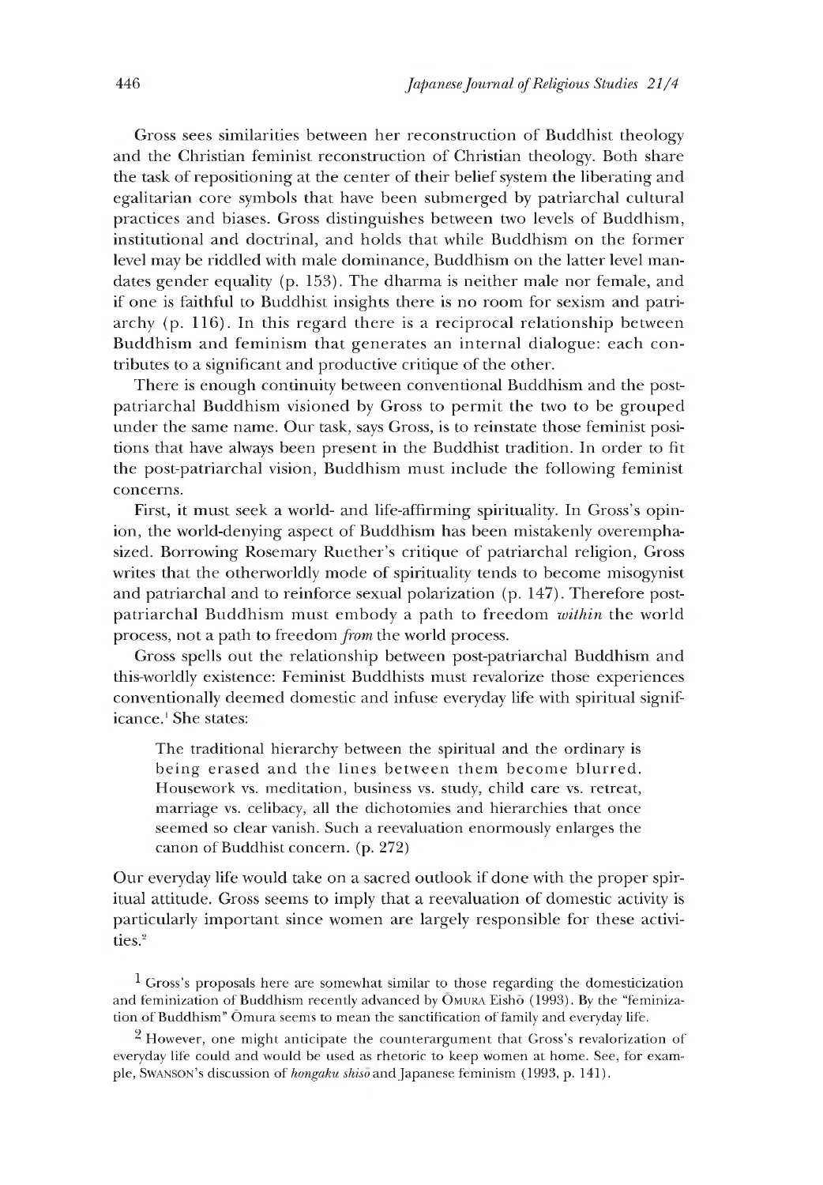Gross sees similarities between her reconstruction of Buddhist theology and the Christian feminist reconstruction of Christian theology. Both share the task of repositioning at the center of their belief system the liberating and egalitarian core symbols that have been submerged by patriarchal cultural practices and biases. Gross distinguishes between two levels of Buddhism, institutional and doctrinal, and holds that while Buddhism on the former level may be riddled with male dominance, Buddhism on the latter level mandates gender equality (p. 153). The dharma is neither male nor female, and if one is faithful to Buddhist insights there is no room for sexism and patriarchy (p. 116). In this regard there is a reciprocal relationship between Buddhism and feminism that generates an internal dialogue: each contributes to a significant and productive critique of the other.

There is enough continuity between conventional Buddhism and the post-patriarchal Buddhism visioned by Gross to permit the two to be grouped under the same name. Our task, says Gross, is to reinstate those feminist positions that have always been present in the Buddhist tradition. In order to fit the post-patriarchal vision, Buddhism must include the following feminist concerns.

First, it must seek a world- and life-affirming spirituality. In Gross's opinion, the world-denying aspect of Buddhism has been mistakenly overemphasized. Borrowing Rosemary Ruether's critique of patriarchal religion, Gross writes that the otherworldly mode of spirituality tends to become misogynist and patriarchal and to reinforce sexual polarization (p. 147). Therefore post-patriarchal Buddhism must embody a path to freedom *within* the world process, not a path to freedom *from* the world process.

Gross spells out the relationship between post-patriarchal Buddhism and this-worldly existence: Feminist Buddhists must revalorize those experiences conventionally deemed domestic and infuse everyday life with spiritual significance.[1] She states:

> The traditional hierarchy between the spiritual and the ordinary is being erased and the lines between them become blurred. Housework vs. meditation, business vs. study, child care vs. retreat, marriage vs. celibacy, all the dichotomies and hierarchies that once seemed so clear vanish. Such a reevaluation enormously enlarges the canon of Buddhist concern. (p. 272)

Our everyday life would take on a sacred outlook if done with the proper spiritual attitude. Gross seems to imply that a reevaluation of domestic activity is particularly important since women are largely responsible for these activities.[2]

[1] Gross's proposals here are somewhat similar to those regarding the domesticization and feminization of Buddhism recently advanced by Ōmura Eishō (1993). By the "feminization of Buddhism" Ōmura seems to mean the sanctification of family and everyday life.

[2] However, one might anticipate the counterargument that Gross's revalorization of everyday life could and would be used as rhetoric to keep women at home. See, for example, Swanson's discussion of *hongaku shisō* and Japanese feminism (1993, p. 141).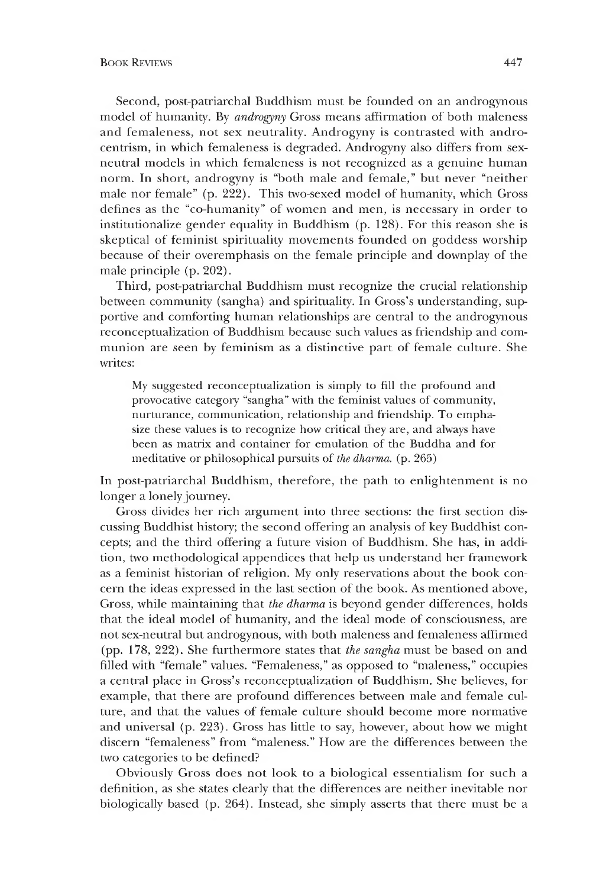Second, post-patriarchal Buddhism must be founded on an androgynous model of humanity. By *androgyny* Gross means affirmation of both maleness and femaleness, not sex neutrality. Androgyny is contrasted with androcentrism, in which femaleness is degraded. Androgyny also differs from sex-neutral models in which femaleness is not recognized as a genuine human norm. In short, androgyny is "both male and female," but never "neither male nor female" (p. 222). This two-sexed model of humanity, which Gross defines as the "co-humanity" of women and men, is necessary in order to institutionalize gender equality in Buddhism (p. 128). For this reason she is skeptical of feminist spirituality movements founded on goddess worship because of their overemphasis on the female principle and downplay of the male principle (p. 202).

Third, post-patriarchal Buddhism must recognize the crucial relationship between community (sangha) and spirituality. In Gross's understanding, supportive and comforting human relationships are central to the androgynous reconceptualization of Buddhism because such values as friendship and communion are seen by feminism as a distinctive part of female culture. She writes:

> My suggested reconceptualization is simply to fill the profound and provocative category "sangha" with the feminist values of community, nurturance, communication, relationship and friendship. To emphasize these values is to recognize how critical they are, and always have been as matrix and container for emulation of the Buddha and for meditative or philosophical pursuits of *the dharma.* (p. 265)

In post-patriarchal Buddhism, therefore, the path to enlightenment is no longer a lonely journey.

Gross divides her rich argument into three sections: the first section discussing Buddhist history; the second offering an analysis of key Buddhist concepts; and the third offering a future vision of Buddhism. She has, in addition, two methodological appendices that help us understand her framework as a feminist historian of religion. My only reservations about the book concern the ideas expressed in the last section of the book. As mentioned above, Gross, while maintaining that *the dharma* is beyond gender differences, holds that the ideal model of humanity, and the ideal mode of consciousness, are not sex-neutral but androgynous, with both maleness and femaleness affirmed (pp. 178, 222). She furthermore states that *the sangha* must be based on and filled with "female" values. "Femaleness," as opposed to "maleness," occupies a central place in Gross's reconceptualization of Buddhism. She believes, for example, that there are profound differences between male and female culture, and that the values of female culture should become more normative and universal (p. 223). Gross has little to say, however, about how we might discern "femaleness" from "maleness." How are the differences between the two categories to be defined?

Obviously Gross does not look to a biological essentialism for such a definition, as she states clearly that the differences are neither inevitable nor biologically based (p. 264). Instead, she simply asserts that there must be a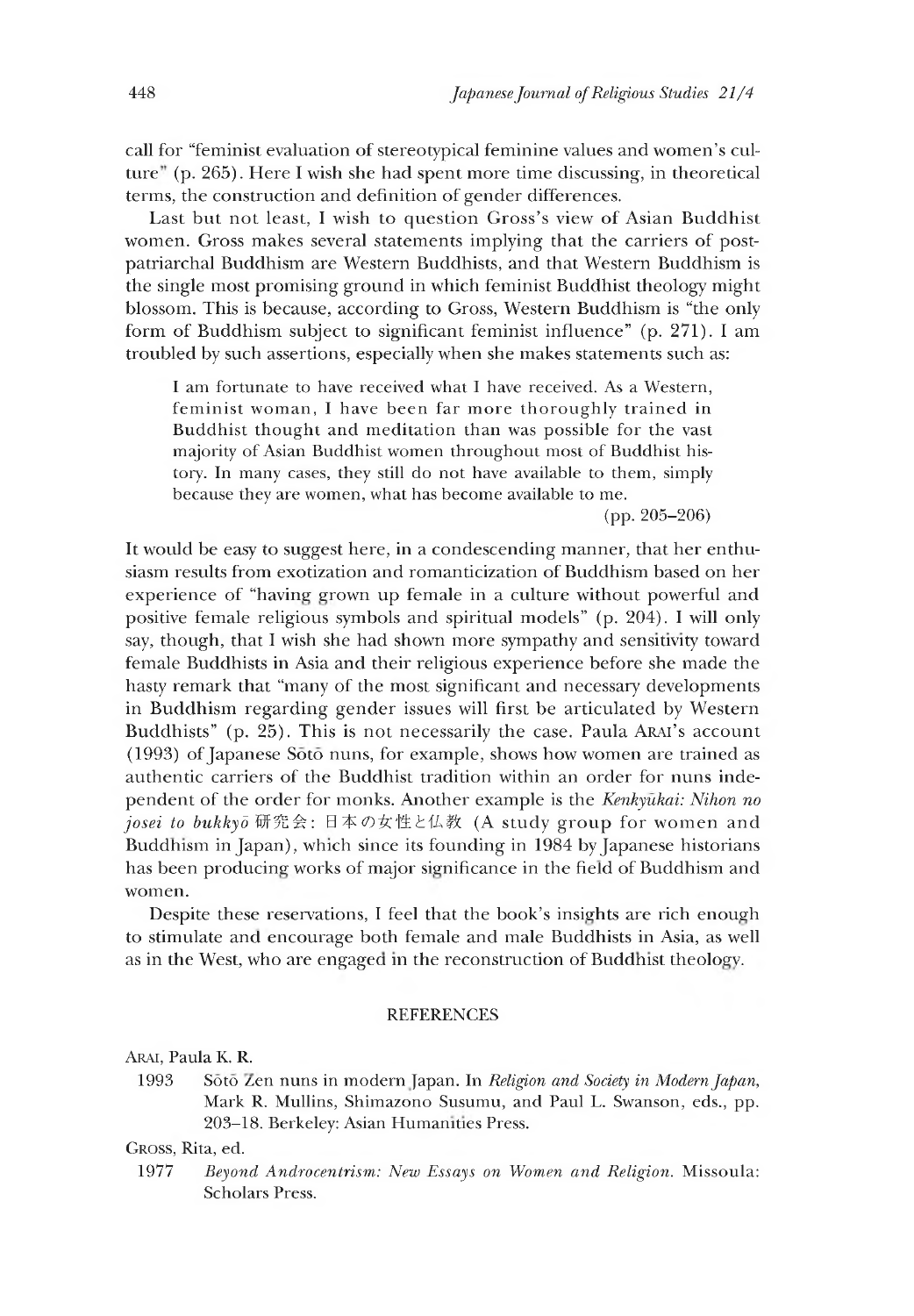call for "feminist evaluation of stereotypical feminine values and women's culture" (p. 265). Here I wish she had spent more time discussing, in theoretical terms, the construction and definition of gender differences.

Last but not least, I wish to question Gross's view of Asian Buddhist women. Gross makes several statements implying that the carriers of post-patriarchal Buddhism are Western Buddhists, and that Western Buddhism is the single most promising ground in which feminist Buddhist theology might blossom. This is because, according to Gross, Western Buddhism is "the only form of Buddhism subject to significant feminist influence" (p. 271). I am troubled by such assertions, especially when she makes statements such as:

> I am fortunate to have received what I have received. As a Western, feminist woman, I have been far more thoroughly trained in Buddhist thought and meditation than was possible for the vast majority of Asian Buddhist women throughout most of Buddhist history. In many cases, they still do not have available to them, simply because they are women, what has become available to me.
>
> (pp. 205–206)

It would be easy to suggest here, in a condescending manner, that her enthusiasm results from exotization and romanticization of Buddhism based on her experience of "having grown up female in a culture without powerful and positive female religious symbols and spiritual models" (p. 204). I will only say, though, that I wish she had shown more sympathy and sensitivity toward female Buddhists in Asia and their religious experience before she made the hasty remark that "many of the most significant and necessary developments in Buddhism regarding gender issues will first be articulated by Western Buddhists" (p. 25). This is not necessarily the case. Paula Arai's account (1993) of Japanese Sōtō nuns, for example, shows how women are trained as authentic carriers of the Buddhist tradition within an order for nuns independent of the order for monks. Another example is the *Kenkyūkai: Nihon no josei to bukkyō* 研究会: 日本の女性と仏教 (A study group for women and Buddhism in Japan), which since its founding in 1984 by Japanese historians has been producing works of major significance in the field of Buddhism and women.

Despite these reservations, I feel that the book's insights are rich enough to stimulate and encourage both female and male Buddhists in Asia, as well as in the West, who are engaged in the reconstruction of Buddhist theology.

## REFERENCES

Arai, Paula K. R.

1993 Sōtō Zen nuns in modern Japan. In *Religion and Society in Modern Japan*, Mark R. Mullins, Shimazono Susumu, and Paul L. Swanson, eds., pp. 203–18. Berkeley: Asian Humanities Press.

Gross, Rita, ed.

1977 *Beyond Androcentrism: New Essays on Women and Religion*. Missoula: Scholars Press.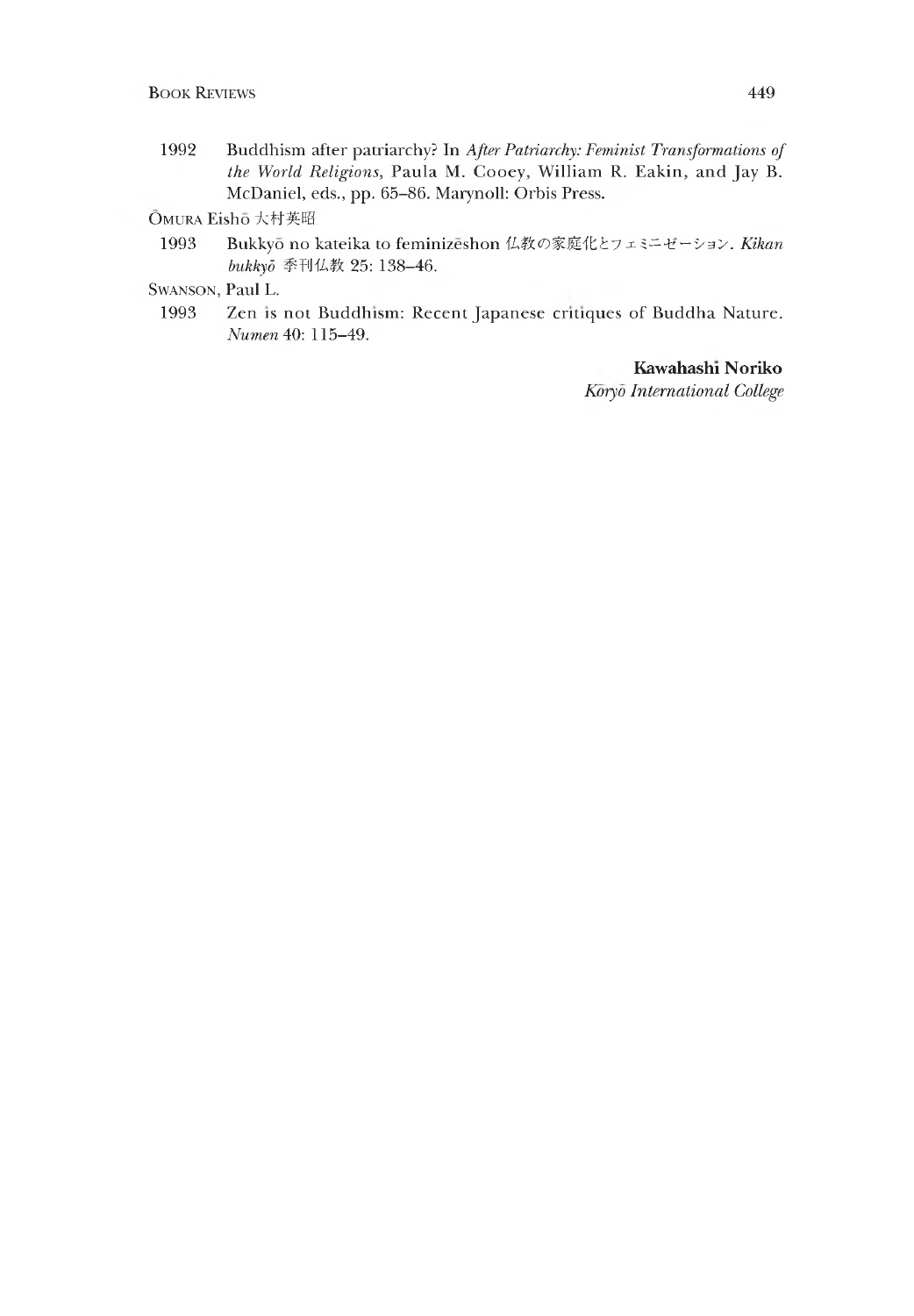1992 Buddhism after patriarchy? In *After Patriarchy: Feminist Transformations of the World Religions,* Paula M. Cooey, William R. Eakin, and Jay B. McDaniel, eds., pp. 65–86. Marynoll: Orbis Press.

ŌMURA Eishō 大村英昭

1993 Bukkyō no kateika to feminizēshon 仏教の家庭化とフェミニゼーション. *Kikan bukkyō* 季刊仏教 25: 138–46.

SWANSON, Paul L.

1993 Zen is not Buddhism: Recent Japanese critiques of Buddha Nature. *Numen* 40: 115–49.

**Kawahashi Noriko**
*Kōryō International College*